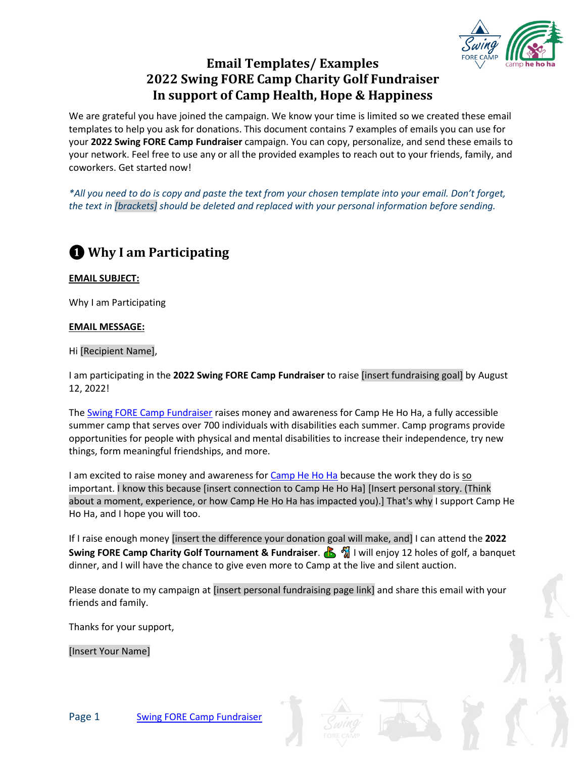# Email Templates/ Examples
# 2022 Swing FORE Camp Charity Golf Fundraiser
# In support of Camp Health, Hope & Happiness

We are grateful you have joined the campaign. We know your time is limited so we created these email templates to help you ask for donations. This document contains 7 examples of emails you can use for your **2022 Swing FORE Camp Fundraiser** campaign. You can copy, personalize, and send these emails to your network. Feel free to use any or all the provided examples to reach out to your friends, family, and coworkers. Get started now!

*\*All you need to do is copy and paste the text from your chosen template into your email. Don't forget, the text in [brackets] should be deleted and replaced with your personal information before sending.*

## ❶ Why I am Participating

**EMAIL SUBJECT:**

Why I am Participating

**EMAIL MESSAGE:**

Hi [Recipient Name],

I am participating in the **2022 Swing FORE Camp Fundraiser** to raise [insert fundraising goal] by August 12, 2022!

The Swing FORE Camp Fundraiser raises money and awareness for Camp He Ho Ha, a fully accessible summer camp that serves over 700 individuals with disabilities each summer. Camp programs provide opportunities for people with physical and mental disabilities to increase their independence, try new things, form meaningful friendships, and more.

I am excited to raise money and awareness for Camp He Ho Ha because the work they do is so important. I know this because [insert connection to Camp He Ho Ha] [Insert personal story. (Think about a moment, experience, or how Camp He Ho Ha has impacted you).] That's why I support Camp He Ho Ha, and I hope you will too.

If I raise enough money [insert the difference your donation goal will make, and] I can attend the **2022 Swing FORE Camp Charity Golf Tournament & Fundraiser**. ⛳ 🏌 I will enjoy 12 holes of golf, a banquet dinner, and I will have the chance to give even more to Camp at the live and silent auction.

Please donate to my campaign at [insert personal fundraising page link] and share this email with your friends and family.

Thanks for your support,

[Insert Your Name]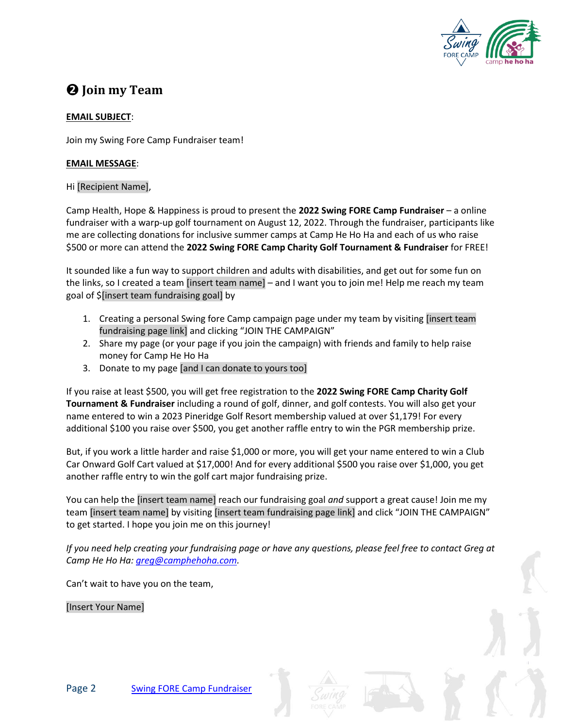## ❷ Join my Team

**EMAIL SUBJECT**:

Join my Swing Fore Camp Fundraiser team!

**EMAIL MESSAGE**:

Hi [Recipient Name],

Camp Health, Hope & Happiness is proud to present the **2022 Swing FORE Camp Fundraiser** – a online fundraiser with a warp-up golf tournament on August 12, 2022. Through the fundraiser, participants like me are collecting donations for inclusive summer camps at Camp He Ho Ha and each of us who raise $500 or more can attend the **2022 Swing FORE Camp Charity Golf Tournament & Fundraiser** for FREE!

It sounded like a fun way to support children and adults with disabilities, and get out for some fun on the links, so I created a team [insert team name] – and I want you to join me! Help me reach my team goal of $[insert team fundraising goal] by

1. Creating a personal Swing fore Camp campaign page under my team by visiting [insert team fundraising page link] and clicking "JOIN THE CAMPAIGN"
2. Share my page (or your page if you join the campaign) with friends and family to help raise money for Camp He Ho Ha
3. Donate to my page [and I can donate to yours too]

If you raise at least $500, you will get free registration to the **2022 Swing FORE Camp Charity Golf Tournament & Fundraiser** including a round of golf, dinner, and golf contests. You will also get your name entered to win a 2023 Pineridge Golf Resort membership valued at over $1,179! For every additional $100 you raise over $500, you get another raffle entry to win the PGR membership prize.

But, if you work a little harder and raise $1,000 or more, you will get your name entered to win a Club Car Onward Golf Cart valued at $17,000! And for every additional $500 you raise over $1,000, you get another raffle entry to win the golf cart major fundraising prize.

You can help the [insert team name] reach our fundraising goal *and* support a great cause! Join me my team [insert team name] by visiting [insert team fundraising page link] and click "JOIN THE CAMPAIGN" to get started. I hope you join me on this journey!

*If you need help creating your fundraising page or have any questions, please feel free to contact Greg at Camp He Ho Ha: greg@camphehoha.com.*

Can't wait to have you on the team,

[Insert Your Name]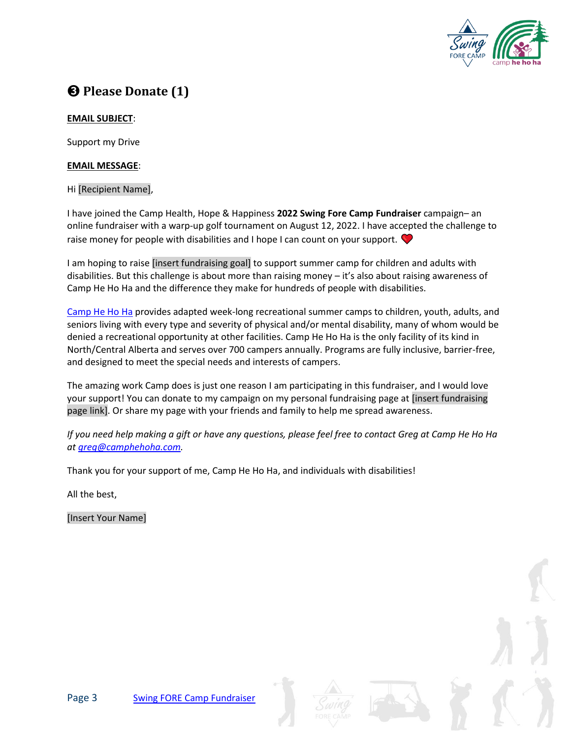# ❸ Please Donate (1)

**EMAIL SUBJECT**:

Support my Drive

**EMAIL MESSAGE**:

Hi [Recipient Name],

I have joined the Camp Health, Hope & Happiness **2022 Swing Fore Camp Fundraiser** campaign– an online fundraiser with a warp-up golf tournament on August 12, 2022. I have accepted the challenge to raise money for people with disabilities and I hope I can count on your support. ❤️

I am hoping to raise [insert fundraising goal] to support summer camp for children and adults with disabilities. But this challenge is about more than raising money – it's also about raising awareness of Camp He Ho Ha and the difference they make for hundreds of people with disabilities.

Camp He Ho Ha provides adapted week-long recreational summer camps to children, youth, adults, and seniors living with every type and severity of physical and/or mental disability, many of whom would be denied a recreational opportunity at other facilities. Camp He Ho Ha is the only facility of its kind in North/Central Alberta and serves over 700 campers annually. Programs are fully inclusive, barrier-free, and designed to meet the special needs and interests of campers.

The amazing work Camp does is just one reason I am participating in this fundraiser, and I would love your support! You can donate to my campaign on my personal fundraising page at [insert fundraising page link]. Or share my page with your friends and family to help me spread awareness.

*If you need help making a gift or have any questions, please feel free to contact Greg at Camp He Ho Ha at greg@camphehoha.com.*

Thank you for your support of me, Camp He Ho Ha, and individuals with disabilities!

All the best,

[Insert Your Name]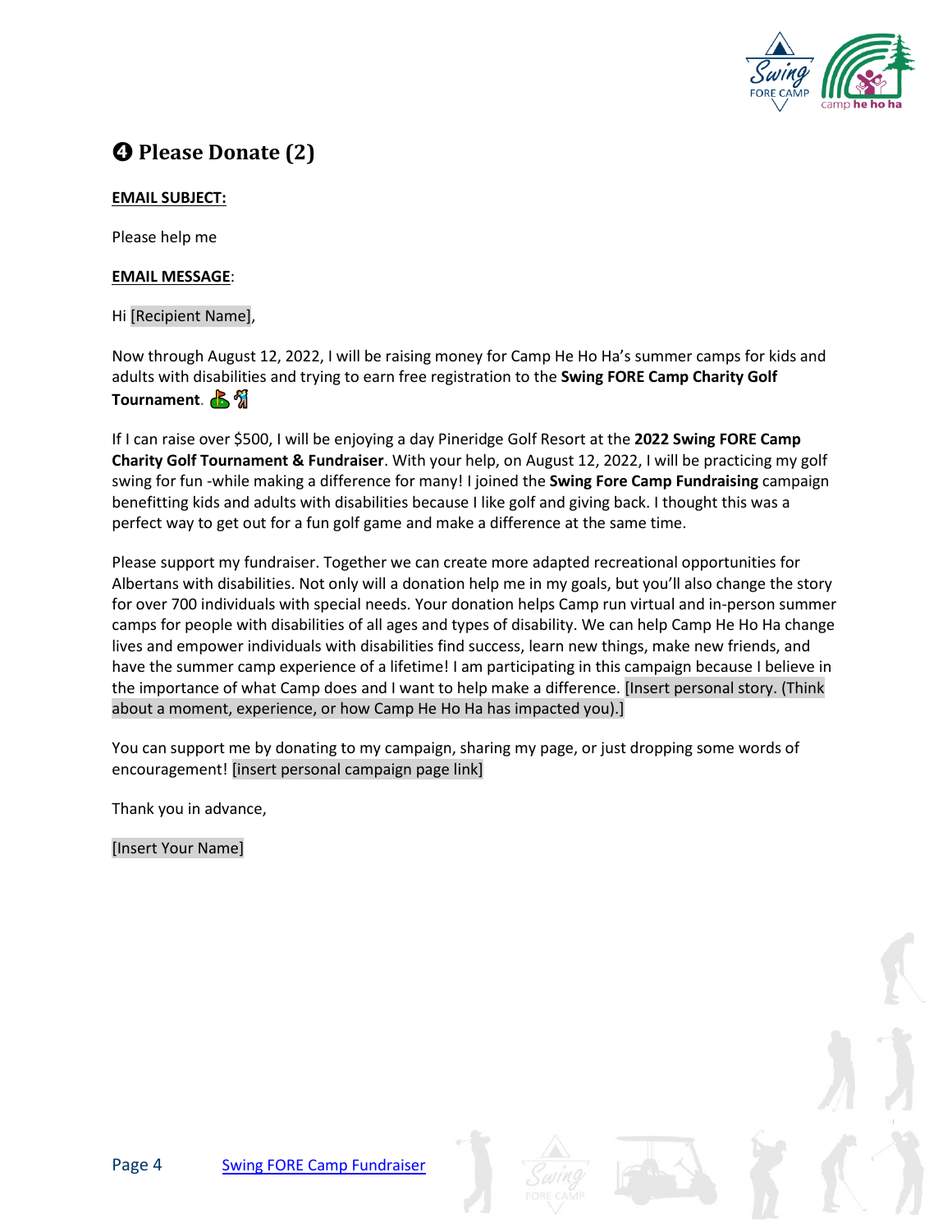# ❹ Please Donate (2)

**EMAIL SUBJECT:**

Please help me

**EMAIL MESSAGE**:

Hi [Recipient Name],

Now through August 12, 2022, I will be raising money for Camp He Ho Ha's summer camps for kids and adults with disabilities and trying to earn free registration to the **Swing FORE Camp Charity Golf Tournament**. ⛳🏌

If I can raise over $500, I will be enjoying a day Pineridge Golf Resort at the **2022 Swing FORE Camp Charity Golf Tournament & Fundraiser**. With your help, on August 12, 2022, I will be practicing my golf swing for fun -while making a difference for many! I joined the **Swing Fore Camp Fundraising** campaign benefitting kids and adults with disabilities because I like golf and giving back. I thought this was a perfect way to get out for a fun golf game and make a difference at the same time.

Please support my fundraiser. Together we can create more adapted recreational opportunities for Albertans with disabilities. Not only will a donation help me in my goals, but you'll also change the story for over 700 individuals with special needs. Your donation helps Camp run virtual and in-person summer camps for people with disabilities of all ages and types of disability. We can help Camp He Ho Ha change lives and empower individuals with disabilities find success, learn new things, make new friends, and have the summer camp experience of a lifetime! I am participating in this campaign because I believe in the importance of what Camp does and I want to help make a difference. [Insert personal story. (Think about a moment, experience, or how Camp He Ho Ha has impacted you).]

You can support me by donating to my campaign, sharing my page, or just dropping some words of encouragement! [insert personal campaign page link]

Thank you in advance,

[Insert Your Name]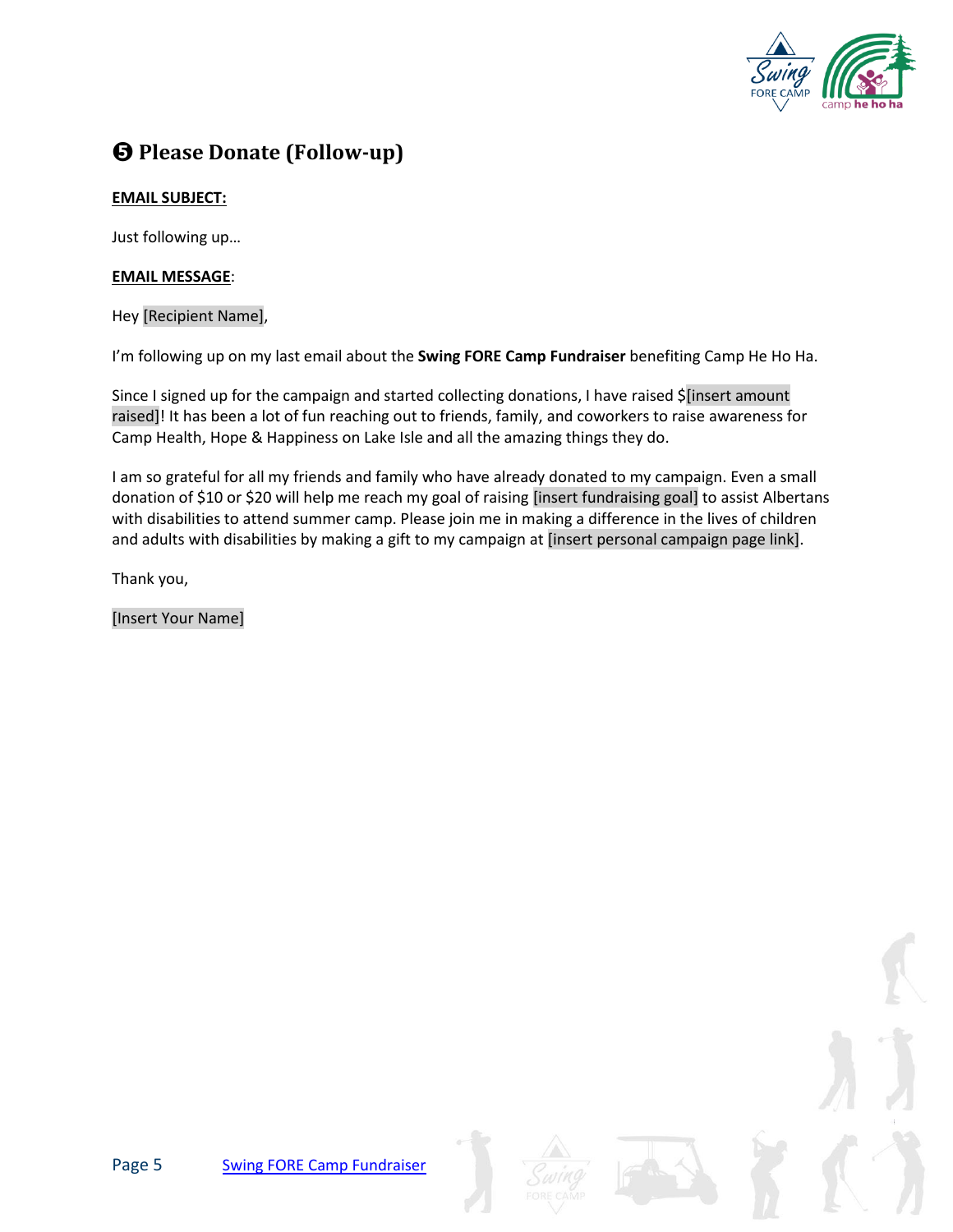## ❺ Please Donate (Follow-up)

**EMAIL SUBJECT:**

Just following up…

**EMAIL MESSAGE**:

Hey [Recipient Name],

I'm following up on my last email about the **Swing FORE Camp Fundraiser** benefiting Camp He Ho Ha.

Since I signed up for the campaign and started collecting donations, I have raised $[insert amount raised]! It has been a lot of fun reaching out to friends, family, and coworkers to raise awareness for Camp Health, Hope & Happiness on Lake Isle and all the amazing things they do.

I am so grateful for all my friends and family who have already donated to my campaign. Even a small donation of $10 or $20 will help me reach my goal of raising [insert fundraising goal] to assist Albertans with disabilities to attend summer camp. Please join me in making a difference in the lives of children and adults with disabilities by making a gift to my campaign at [insert personal campaign page link].

Thank you,

[Insert Your Name]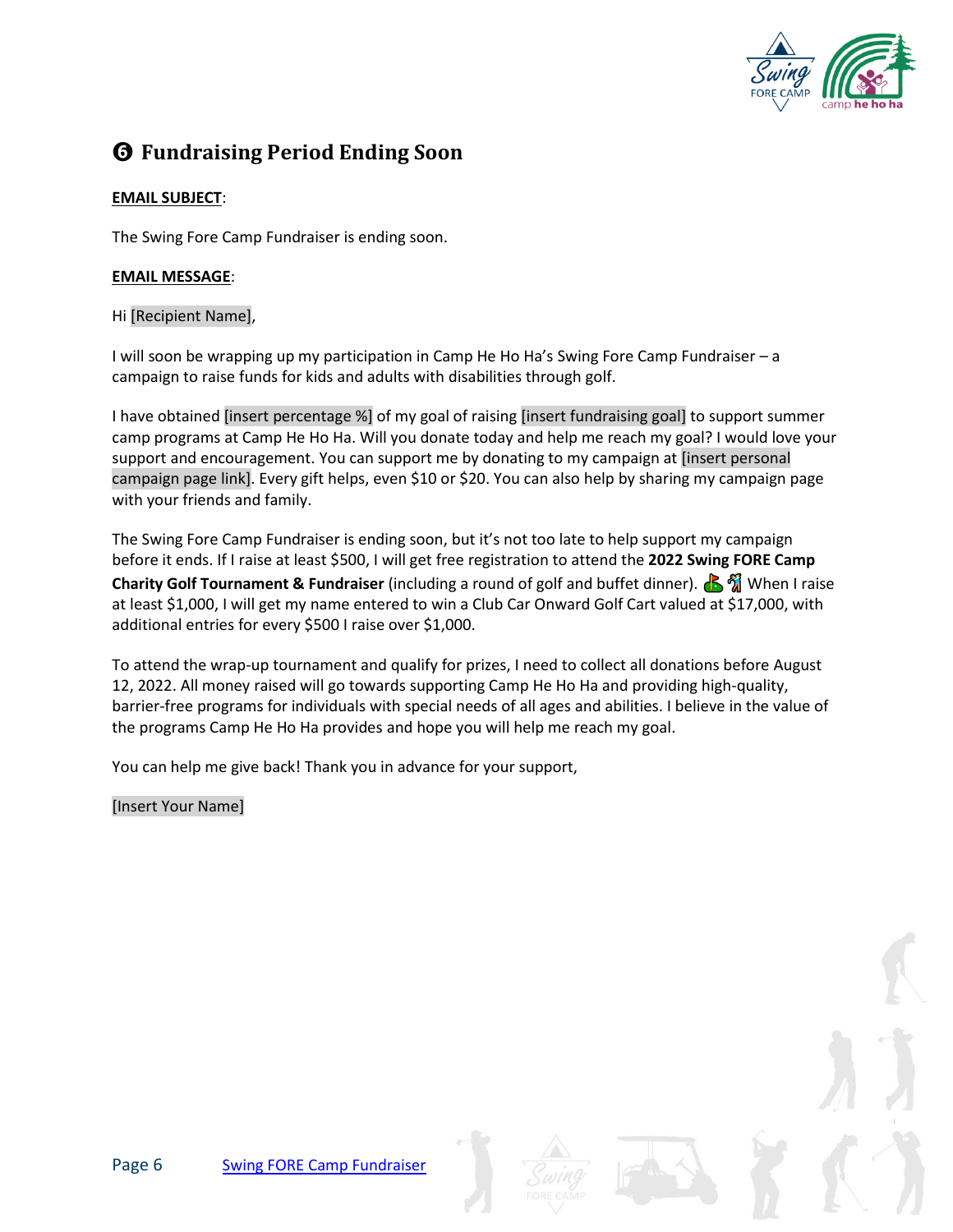## ❻ Fundraising Period Ending Soon

**EMAIL SUBJECT**:

The Swing Fore Camp Fundraiser is ending soon.

**EMAIL MESSAGE**:

Hi [Recipient Name],

I will soon be wrapping up my participation in Camp He Ho Ha's Swing Fore Camp Fundraiser – a campaign to raise funds for kids and adults with disabilities through golf.

I have obtained [insert percentage %] of my goal of raising [insert fundraising goal] to support summer camp programs at Camp He Ho Ha. Will you donate today and help me reach my goal? I would love your support and encouragement. You can support me by donating to my campaign at [insert personal campaign page link]. Every gift helps, even $10 or $20. You can also help by sharing my campaign page with your friends and family.

The Swing Fore Camp Fundraiser is ending soon, but it's not too late to help support my campaign before it ends. If I raise at least $500, I will get free registration to attend the **2022 Swing FORE Camp Charity Golf Tournament & Fundraiser** (including a round of golf and buffet dinner). ⛳🏌 When I raise at least $1,000, I will get my name entered to win a Club Car Onward Golf Cart valued at $17,000, with additional entries for every $500 I raise over $1,000.

To attend the wrap-up tournament and qualify for prizes, I need to collect all donations before August 12, 2022. All money raised will go towards supporting Camp He Ho Ha and providing high-quality, barrier-free programs for individuals with special needs of all ages and abilities. I believe in the value of the programs Camp He Ho Ha provides and hope you will help me reach my goal.

You can help me give back! Thank you in advance for your support,

[Insert Your Name]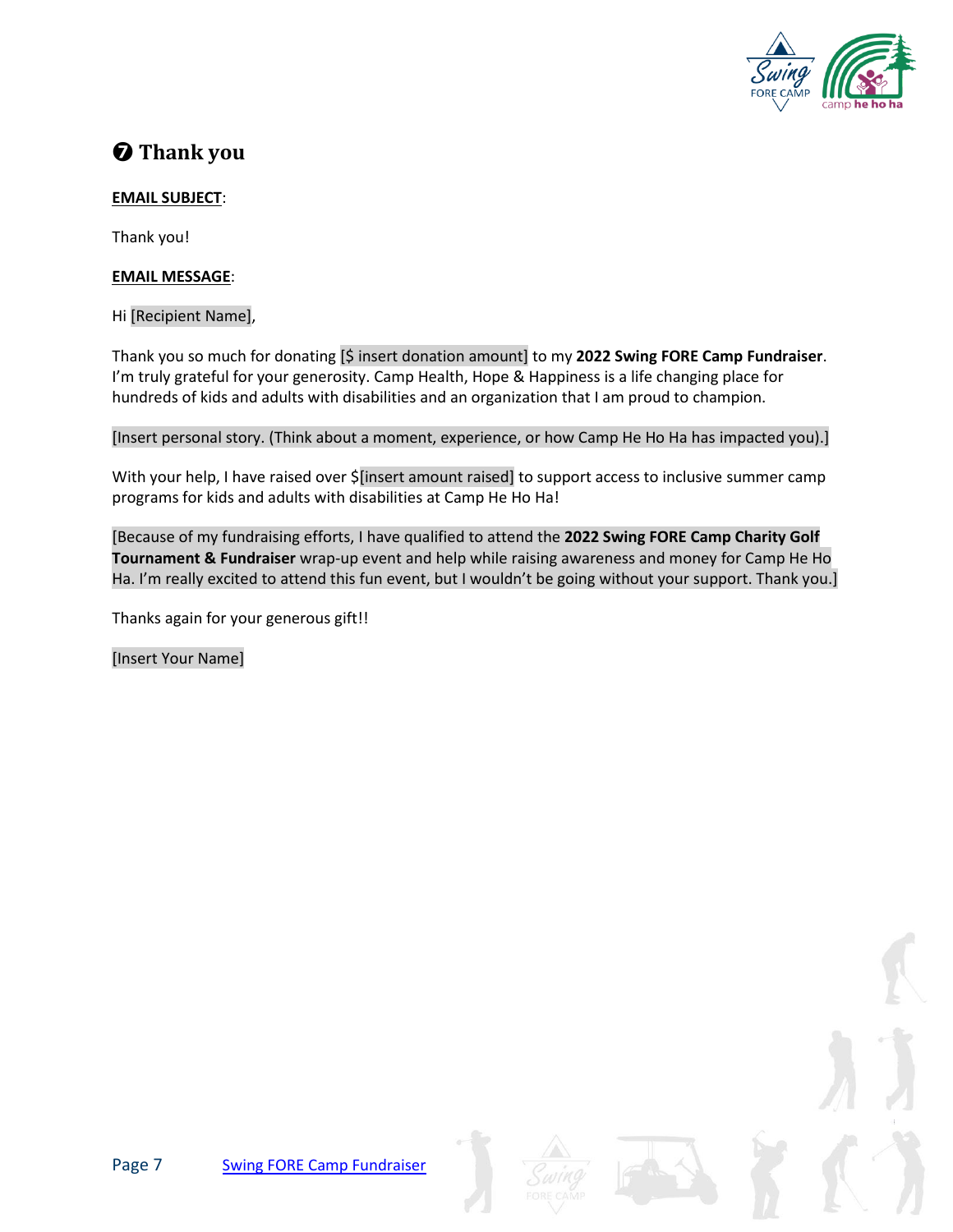## ❼ Thank you

**EMAIL SUBJECT**:

Thank you!

**EMAIL MESSAGE**:

Hi [Recipient Name],

Thank you so much for donating [$ insert donation amount] to my **2022 Swing FORE Camp Fundraiser**. I'm truly grateful for your generosity. Camp Health, Hope & Happiness is a life changing place for hundreds of kids and adults with disabilities and an organization that I am proud to champion.

[Insert personal story. (Think about a moment, experience, or how Camp He Ho Ha has impacted you).]

With your help, I have raised over $[insert amount raised] to support access to inclusive summer camp programs for kids and adults with disabilities at Camp He Ho Ha!

[Because of my fundraising efforts, I have qualified to attend the **2022 Swing FORE Camp Charity Golf Tournament & Fundraiser** wrap-up event and help while raising awareness and money for Camp He Ho Ha. I'm really excited to attend this fun event, but I wouldn't be going without your support. Thank you.]

Thanks again for your generous gift!!

[Insert Your Name]